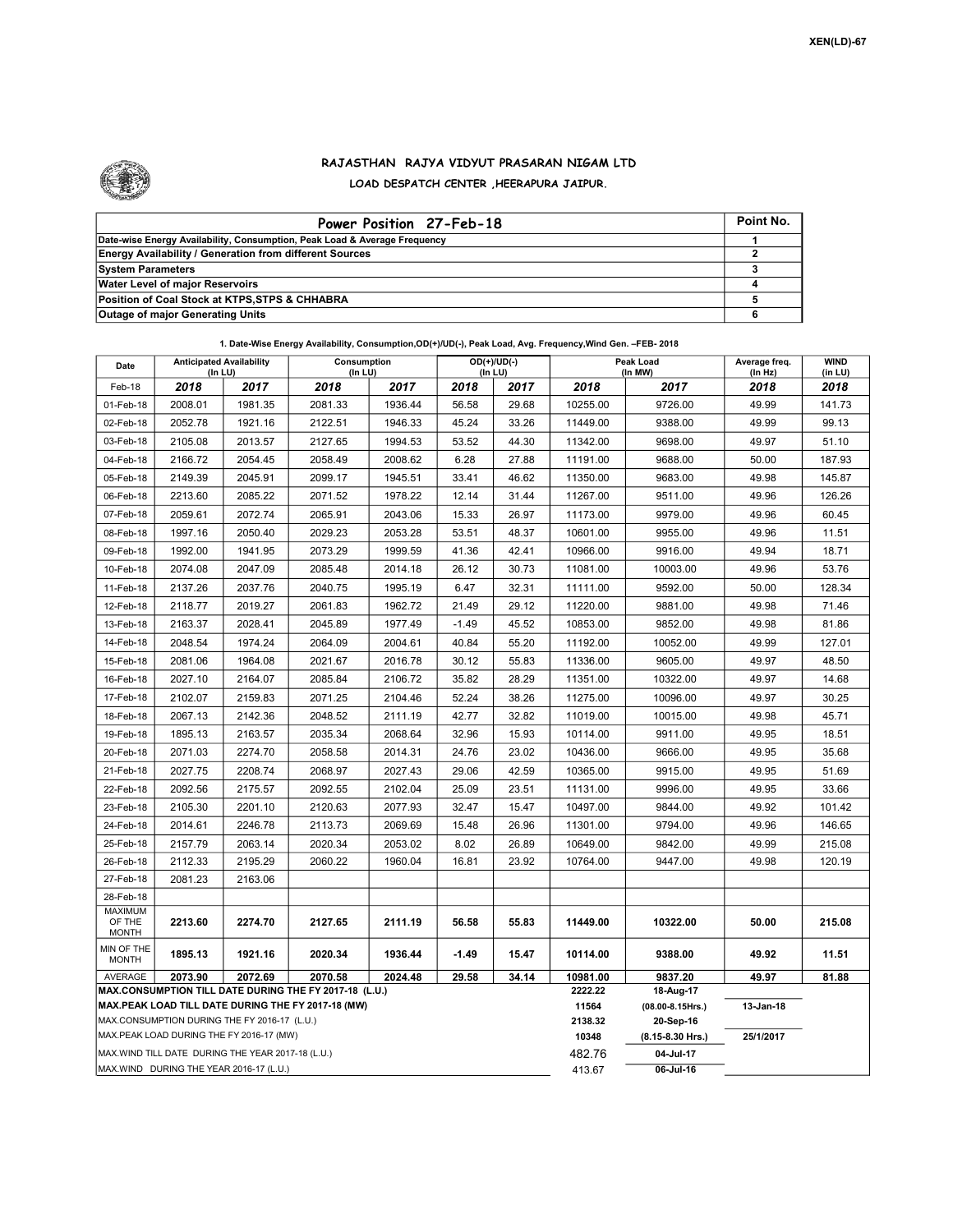XEN(LD)-67

## RAJASTHAN RAJYA VIDYUT PRASARAN NIGAM LTD

### LOAD DESPATCH CENTER ,HEERAPURA JAIPUR.

| Power Position 27-Feb-18 | Point No. |
|---|---|
| Date-wise Energy Availability, Consumption, Peak Load & Average Frequency | 1 |
| Energy Availability / Generation from different Sources | 2 |
| System Parameters | 3 |
| Water Level of major Reservoirs | 4 |
| Position of Coal Stock at KTPS,STPS & CHHABRA | 5 |
| Outage of major Generating Units | 6 |

1. Date-Wise Energy Availability, Consumption,OD(+)/UD(-), Peak Load, Avg. Frequency,Wind Gen. –FEB- 2018

| Date | Anticipated Availability (In LU) | | Consumption (In LU) | | OD(+)/UD(-) (In LU) | | Peak Load (In MW) | | Average freq. (In Hz) | WIND (in LU) |
|---|---|---|---|---|---|---|---|---|---|---|
| Feb-18 | 2018 | 2017 | 2018 | 2017 | 2018 | 2017 | 2018 | 2017 | 2018 | 2018 |
| 01-Feb-18 | 2008.01 | 1981.35 | 2081.33 | 1936.44 | 56.58 | 29.68 | 10255.00 | 9726.00 | 49.99 | 141.73 |
| 02-Feb-18 | 2052.78 | 1921.16 | 2122.51 | 1946.33 | 45.24 | 33.26 | 11449.00 | 9388.00 | 49.99 | 99.13 |
| 03-Feb-18 | 2105.08 | 2013.57 | 2127.65 | 1994.53 | 53.52 | 44.30 | 11342.00 | 9698.00 | 49.97 | 51.10 |
| 04-Feb-18 | 2166.72 | 2054.45 | 2058.49 | 2008.62 | 6.28 | 27.88 | 11191.00 | 9688.00 | 50.00 | 187.93 |
| 05-Feb-18 | 2149.39 | 2045.91 | 2099.17 | 1945.51 | 33.41 | 46.62 | 11350.00 | 9683.00 | 49.98 | 145.87 |
| 06-Feb-18 | 2213.60 | 2085.22 | 2071.52 | 1978.22 | 12.14 | 31.44 | 11267.00 | 9511.00 | 49.96 | 126.26 |
| 07-Feb-18 | 2059.61 | 2072.74 | 2065.91 | 2043.06 | 15.33 | 26.97 | 11173.00 | 9979.00 | 49.96 | 60.45 |
| 08-Feb-18 | 1997.16 | 2050.40 | 2029.23 | 2053.28 | 53.51 | 48.37 | 10601.00 | 9955.00 | 49.96 | 11.51 |
| 09-Feb-18 | 1992.00 | 1941.95 | 2073.29 | 1999.59 | 41.36 | 42.41 | 10966.00 | 9916.00 | 49.94 | 18.71 |
| 10-Feb-18 | 2074.08 | 2047.09 | 2085.48 | 2014.18 | 26.12 | 30.73 | 11081.00 | 10003.00 | 49.96 | 53.76 |
| 11-Feb-18 | 2137.26 | 2037.76 | 2040.75 | 1995.19 | 6.47 | 32.31 | 11111.00 | 9592.00 | 50.00 | 128.34 |
| 12-Feb-18 | 2118.77 | 2019.27 | 2061.83 | 1962.72 | 21.49 | 29.12 | 11220.00 | 9881.00 | 49.98 | 71.46 |
| 13-Feb-18 | 2163.37 | 2028.41 | 2045.89 | 1977.49 | -1.49 | 45.52 | 10853.00 | 9852.00 | 49.98 | 81.86 |
| 14-Feb-18 | 2048.54 | 1974.24 | 2064.09 | 2004.61 | 40.84 | 55.20 | 11192.00 | 10052.00 | 49.99 | 127.01 |
| 15-Feb-18 | 2081.06 | 1964.08 | 2021.67 | 2016.78 | 30.12 | 55.83 | 11336.00 | 9605.00 | 49.97 | 48.50 |
| 16-Feb-18 | 2027.10 | 2164.07 | 2085.84 | 2106.72 | 35.82 | 28.29 | 11351.00 | 10322.00 | 49.97 | 14.68 |
| 17-Feb-18 | 2102.07 | 2159.83 | 2071.25 | 2104.46 | 52.24 | 38.26 | 11275.00 | 10096.00 | 49.97 | 30.25 |
| 18-Feb-18 | 2067.13 | 2142.36 | 2048.52 | 2111.19 | 42.77 | 32.82 | 11019.00 | 10015.00 | 49.98 | 45.71 |
| 19-Feb-18 | 1895.13 | 2163.57 | 2035.34 | 2068.64 | 32.96 | 15.93 | 10114.00 | 9911.00 | 49.95 | 18.51 |
| 20-Feb-18 | 2071.03 | 2274.70 | 2058.58 | 2014.31 | 24.76 | 23.02 | 10436.00 | 9666.00 | 49.95 | 35.68 |
| 21-Feb-18 | 2027.75 | 2208.74 | 2068.97 | 2027.43 | 29.06 | 42.59 | 10365.00 | 9915.00 | 49.95 | 51.69 |
| 22-Feb-18 | 2092.56 | 2175.57 | 2092.55 | 2102.04 | 25.09 | 23.51 | 11131.00 | 9996.00 | 49.95 | 33.66 |
| 23-Feb-18 | 2105.30 | 2201.10 | 2120.63 | 2077.93 | 32.47 | 15.47 | 10497.00 | 9844.00 | 49.92 | 101.42 |
| 24-Feb-18 | 2014.61 | 2246.78 | 2113.73 | 2069.69 | 15.48 | 26.96 | 11301.00 | 9794.00 | 49.96 | 146.65 |
| 25-Feb-18 | 2157.79 | 2063.14 | 2020.34 | 2053.02 | 8.02 | 26.89 | 10649.00 | 9842.00 | 49.99 | 215.08 |
| 26-Feb-18 | 2112.33 | 2195.29 | 2060.22 | 1960.04 | 16.81 | 23.92 | 10764.00 | 9447.00 | 49.98 | 120.19 |
| 27-Feb-18 | 2081.23 | 2163.06 | | | | | | | | |
| 28-Feb-18 | | | | | | | | | | |
| MAXIMUM OF THE MONTH | 2213.60 | 2274.70 | 2127.65 | 2111.19 | 56.58 | 55.83 | 11449.00 | 10322.00 | 50.00 | 215.08 |
| MIN OF THE MONTH | 1895.13 | 1921.16 | 2020.34 | 1936.44 | -1.49 | 15.47 | 10114.00 | 9388.00 | 49.92 | 11.51 |
| AVERAGE | 2073.90 | 2072.69 | 2070.58 | 2024.48 | 29.58 | 34.14 | 10981.00 | 9837.20 | 49.97 | 81.88 |

| | | | |
|---|---|---|---|
| MAX.CONSUMPTION TILL DATE DURING THE FY 2017-18 (L.U.) | 2222.22 | 18-Aug-17 | |
| MAX.PEAK LOAD TILL DATE DURING THE FY 2017-18 (MW) | 11564 | (08.00-8.15Hrs.) | 13-Jan-18 |
| MAX.CONSUMPTION DURING THE FY 2016-17 (L.U.) | 2138.32 | 20-Sep-16 | |
| MAX.PEAK LOAD DURING THE FY 2016-17 (MW) | 10348 | (8.15-8.30 Hrs.) | 25/1/2017 |
| MAX.WIND TILL DATE DURING THE YEAR 2017-18 (L.U.) | 482.76 | 04-Jul-17 | |
| MAX.WIND DURING THE YEAR 2016-17 (L.U.) | 413.67 | 06-Jul-16 | |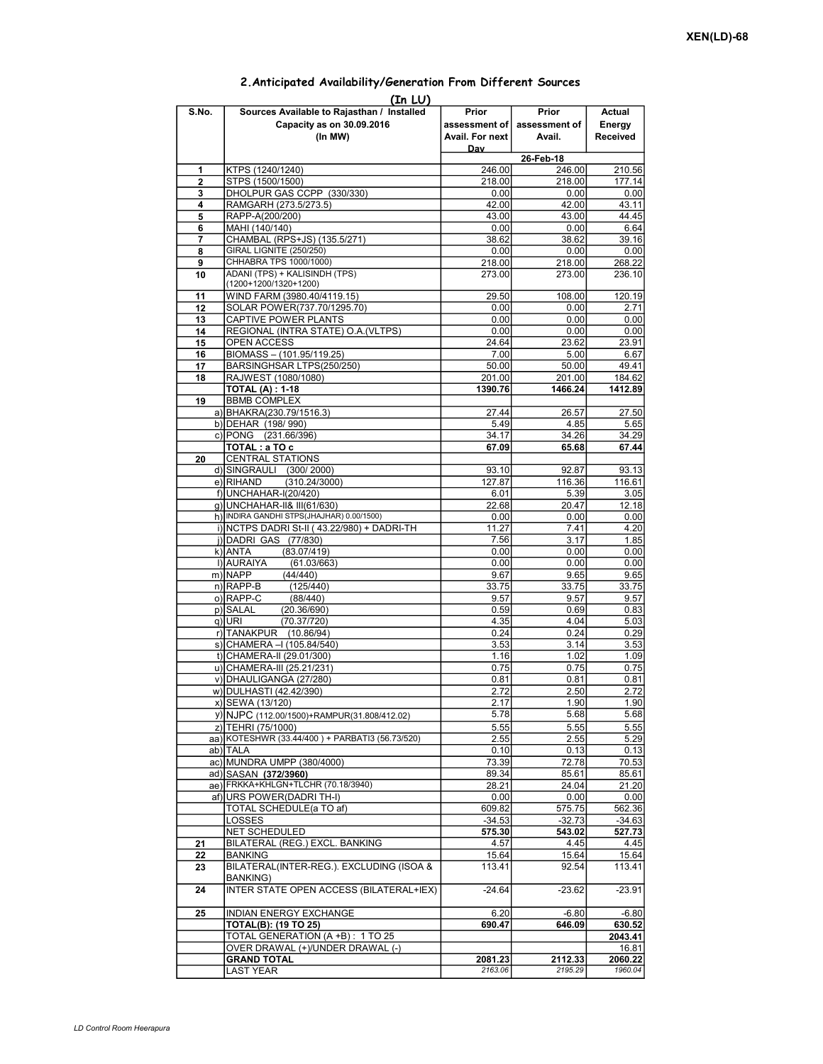XEN(LD)-68

## 2.Anticipated Availability/Generation From Different Sources

(In LU)

| S.No. | Sources Available to Rajasthan / Installed Capacity as on 30.09.2016 (In MW) | Prior assessment of Avail. For next Day | Prior assessment of Avail. | Actual Energy Received |
|---|---|---|---|---|
| | | 26-Feb-18 | | |
| 1 | KTPS (1240/1240) | 246.00 | 246.00 | 210.56 |
| 2 | STPS (1500/1500) | 218.00 | 218.00 | 177.14 |
| 3 | DHOLPUR GAS CCPP (330/330) | 0.00 | 0.00 | 0.00 |
| 4 | RAMGARH (273.5/273.5) | 42.00 | 42.00 | 43.11 |
| 5 | RAPP-A(200/200) | 43.00 | 43.00 | 44.45 |
| 6 | MAHI (140/140) | 0.00 | 0.00 | 6.64 |
| 7 | CHAMBAL (RPS+JS) (135.5/271) | 38.62 | 38.62 | 39.16 |
| 8 | GIRAL LIGNITE (250/250) | 0.00 | 0.00 | 0.00 |
| 9 | CHHABRA TPS 1000/1000) | 218.00 | 218.00 | 268.22 |
| 10 | ADANI (TPS) + KALISINDH (TPS) (1200+1200/1320+1200) | 273.00 | 273.00 | 236.10 |
| 11 | WIND FARM (3980.40/4119.15) | 29.50 | 108.00 | 120.19 |
| 12 | SOLAR POWER(737.70/1295.70) | 0.00 | 0.00 | 2.71 |
| 13 | CAPTIVE POWER PLANTS | 0.00 | 0.00 | 0.00 |
| 14 | REGIONAL (INTRA STATE) O.A.(VLTPS) | 0.00 | 0.00 | 0.00 |
| 15 | OPEN ACCESS | 24.64 | 23.62 | 23.91 |
| 16 | BIOMASS – (101.95/119.25) | 7.00 | 5.00 | 6.67 |
| 17 | BARSINGHSAR LTPS(250/250) | 50.00 | 50.00 | 49.41 |
| 18 | RAJWEST (1080/1080) | 201.00 | 201.00 | 184.62 |
| | **TOTAL (A) : 1-18** | **1390.76** | **1466.24** | **1412.89** |
| 19 | BBMB COMPLEX | | | |
| | a) BHAKRA(230.79/1516.3) | 27.44 | 26.57 | 27.50 |
| | b) DEHAR (198/ 990) | 5.49 | 4.85 | 5.65 |
| | c) PONG (231.66/396) | 34.17 | 34.26 | 34.29 |
| | **TOTAL : a TO c** | **67.09** | **65.68** | **67.44** |
| 20 | CENTRAL STATIONS | | | |
| | d) SINGRAULI (300/ 2000) | 93.10 | 92.87 | 93.13 |
| | e) RIHAND (310.24/3000) | 127.87 | 116.36 | 116.61 |
| | f) UNCHAHAR-I(20/420) | 6.01 | 5.39 | 3.05 |
| | g) UNCHAHAR-II& III(61/630) | 22.68 | 20.47 | 12.18 |
| | h) INDIRA GANDHI STPS(JHAJHAR) 0.00/1500) | 0.00 | 0.00 | 0.00 |
| | i) NCTPS DADRI St-II ( 43.22/980) + DADRI-TH | 11.27 | 7.41 | 4.20 |
| | j) DADRI GAS (77/830) | 7.56 | 3.17 | 1.85 |
| | k) ANTA (83.07/419) | 0.00 | 0.00 | 0.00 |
| | l) AURAIYA (61.03/663) | 0.00 | 0.00 | 0.00 |
| | m) NAPP (44/440) | 9.67 | 9.65 | 9.65 |
| | n) RAPP-B (125/440) | 33.75 | 33.75 | 33.75 |
| | o) RAPP-C (88/440) | 9.57 | 9.57 | 9.57 |
| | p) SALAL (20.36/690) | 0.59 | 0.69 | 0.83 |
| | q) URI (70.37/720) | 4.35 | 4.04 | 5.03 |
| | r) TANAKPUR (10.86/94) | 0.24 | 0.24 | 0.29 |
| | s) CHAMERA –I (105.84/540) | 3.53 | 3.14 | 3.53 |
| | t) CHAMERA-II (29.01/300) | 1.16 | 1.02 | 1.09 |
| | u) CHAMERA-III (25.21/231) | 0.75 | 0.75 | 0.75 |
| | v) DHAULIGANGA (27/280) | 0.81 | 0.81 | 0.81 |
| | w) DULHASTI (42.42/390) | 2.72 | 2.50 | 2.72 |
| | x) SEWA (13/120) | 2.17 | 1.90 | 1.90 |
| | y) NJPC (112.00/1500)+RAMPUR(31.808/412.02) | 5.78 | 5.68 | 5.68 |
| | z) TEHRI (75/1000) | 5.55 | 5.55 | 5.55 |
| | aa) KOTESHWR (33.44/400 ) + PARBATI3 (56.73/520) | 2.55 | 2.55 | 5.29 |
| | ab) TALA | 0.10 | 0.13 | 0.13 |
| | ac) MUNDRA UMPP (380/4000) | 73.39 | 72.78 | 70.53 |
| | ad) SASAN **(372/3960)** | 89.34 | 85.61 | 85.61 |
| | ae) FRKKA+KHLGN+TLCHR (70.18/3940) | 28.21 | 24.04 | 21.20 |
| | af) URS POWER(DADRI TH-I) | 0.00 | 0.00 | 0.00 |
| | TOTAL SCHEDULE(a TO af) | 609.82 | 575.75 | 562.36 |
| | LOSSES | -34.53 | -32.73 | -34.63 |
| | NET SCHEDULED | **575.30** | **543.02** | **527.73** |
| 21 | BILATERAL (REG.) EXCL. BANKING | 4.57 | 4.45 | 4.45 |
| 22 | BANKING | 15.64 | 15.64 | 15.64 |
| 23 | BILATERAL(INTER-REG.). EXCLUDING (ISOA & BANKING) | 113.41 | 92.54 | 113.41 |
| 24 | INTER STATE OPEN ACCESS (BILATERAL+IEX) | -24.64 | -23.62 | -23.91 |
| 25 | INDIAN ENERGY EXCHANGE | 6.20 | -6.80 | -6.80 |
| | **TOTAL(B): (19 TO 25)** | **690.47** | **646.09** | **630.52** |
| | TOTAL GENERATION (A +B) : 1 TO 25 | | | **2043.41** |
| | OVER DRAWAL (+)/UNDER DRAWAL (-) | | | 16.81 |
| | **GRAND TOTAL** | **2081.23** | **2112.33** | **2060.22** |
| | LAST YEAR | *2163.06* | *2195.29* | *1960.04* |

*LD Control Room Heerapura*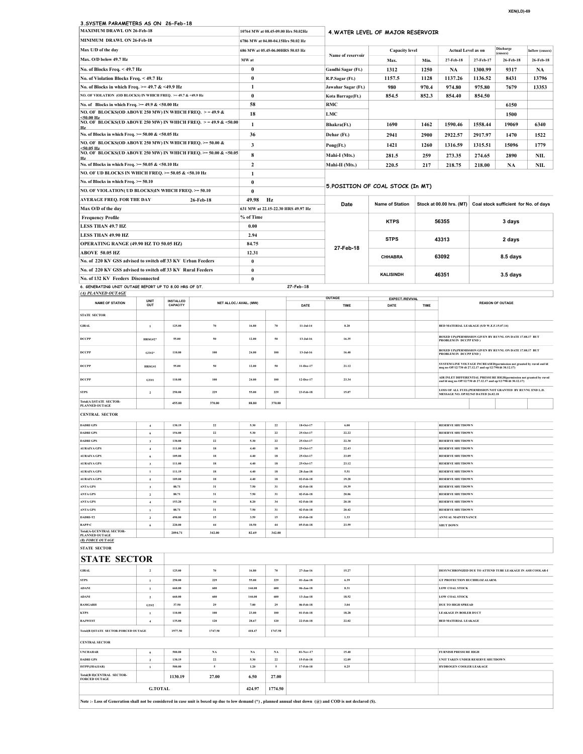XEN(LD)-69

### 3.SYSTEM PARAMETERS AS ON 26-Feb-18

| | |
|---|---|
| MAXIMUM DRAWL ON 26-Feb-18 | 10764 MW at 08.45-09.00 Hrs 50.02Hz |
| MINIMUM DRAWL ON 26-Feb-18 | 6786 MW at 04.00-04.15Hrs 50.02 Hz |
| Max U/D of the day | 686 MW at 05.45-06.00HRS 50.03 Hz |
| Max. O/D below 49.7 Hz | MW at |
| No. of Blocks Freq. < 49.7 Hz | 0 |
| No. of Violation Blocks Freq. < 49.7 Hz | 0 |
| No. of Blocks in which Freq. >= 49.7 & <49.9 Hz | 1 |
| NO. OF VIOLATION (OD BLOCKS) IN WHICH FREQ. >= 49.7 & <49.9 Hz | 0 |
| No. of Blocks in which Freq. >= 49.9 & <50.00 Hz | 58 |
| NO. OF BLOCKS(OD ABOVE 250 MW) IN WHICH FREQ. > = 49.9 & <50.00 Hz | 18 |
| NO. OF BLOCKS(UD ABOVE 250 MW) IN WHICH FREQ. > = 49.9 & <50.00 Hz | 1 |
| No. of Blocks in which Freq. >= 50.00 & <50.05 Hz | 36 |
| NO. OF BLOCKS(OD ABOVE 250 MW) IN WHICH FREQ. >= 50.00 & <50.05 Hz | 3 |
| NO. OF BLOCKS(UD ABOVE 250 MW) IN WHICH FREQ. >= 50.00 & <50.05 Hz | 8 |
| No. of Blocks in which Freq. >= 50.05 & <50.10 Hz | 2 |
| NO. OF UD BLOCKS IN WHICH FREQ. >= 50.05 & <50.10 Hz | 1 |
| No. of Blocks in which Freq. >= 50.10 | 0 |
| NO. OF VIOLATION( UD BLOCKS)IN WHICH FREQ. >= 50.10 | 0 |
| AVERAGE FREQ. FOR THE DAY 26-Feb-18 | 49.98 Hz |
| Max O/D of the day | 631 MW at 22.15-22.30 HRS 49.97 Hz |
| Frequency Profile | % of Time |
| LESS THAN 49.7 HZ | 0.00 |
| LESS THAN 49.90 HZ | 2.94 |
| OPERATING RANGE (49.90 HZ TO 50.05 HZ) | 84.75 |
| ABOVE 50.05 HZ | 12.31 |
| No. of 220 KV GSS advised to switch off 33 KV Urban Feeders | 0 |
| No. of 220 KV GSS advised to switch off 33 KV Rural Feeders | 0 |
| No. of 132 KV Feeders Disconnected | 0 |

### 4.WATER LEVEL OF MAJOR RESERVOIR

| Name of reservoir | Capacity level | | Actual Level as on | | Discharge (cusecs) | Inflow (cusecs) |
|---|---|---|---|---|---|---|
| | Max. | Min. | 27-Feb-18 | 27-Feb-17 | 26-Feb-18 | 26-Feb-18 |
| Gandhi Sagar (Ft.) | 1312 | 1250 | NA | 1300.99 | 9317 | NA |
| R.P.Sagar (Ft.) | 1157.5 | 1128 | 1137.26 | 1136.52 | 8431 | 13796 |
| Jawahar Sagar (Ft.) | 980 | 970.4 | 974.80 | 975.80 | 7679 | 13353 |
| Kota Barrage(Ft.) | 854.5 | 852.3 | 854.40 | 854.50 | | |
| RMC | | | | | 6150 | |
| LMC | | | | | 1500 | |
| Bhakra(Ft.) | 1690 | 1462 | 1590.46 | 1558.44 | 19069 | 6340 |
| Dehar (Ft.) | 2941 | 2900 | 2922.57 | 2917.97 | 1470 | 1522 |
| Pong(Ft.) | 1421 | 1260 | 1316.59 | 1315.51 | 15096 | 1779 |
| Mahi-I (Mts.) | 281.5 | 259 | 273.35 | 274.65 | 2890 | NIL |
| Mahi-II (Mts.) | 220.5 | 217 | 218.75 | 218.00 | NA | NIL |

### 5.POSITION OF COAL STOCK (In MT)

| Date | Name of Station | Stock at 00.00 hrs. (MT) | Coal stock sufficient for No. of days |
|---|---|---|---|
| 27-Feb-18 | KTPS | 56355 | 3 days |
| | STPS | 43313 | 2 days |
| | CHHABRA | 63092 | 8.5 days |
| | KALISINDH | 46351 | 3.5 days |

### 6. GENERATING UNIT OUTAGE REPORT UP TO 8.00 HRS OF DT. 27-Feb-18

*(A) PLANNED OUTAGE*

| NAME OF STATION | UNIT OUT | INSTALLED CAPACITY | NET ALLOC./ AVAIL. (MW) | | | OUTAGE DATE | OUTAGE TIME | EXPECT./REVIVAL DATE | EXPECT./REVIVAL TIME | REASON OF OUTAGE |
|---|---|---|---|---|---|---|---|---|---|---|
| STATE SECTOR | | | | | | | | | | |
| GIRAL | 1 | 125.00 | 70 | 16.80 | 70 | 11-Jul-14 | 8.20 | | | BED MATERIAL LEAKAGE (S/D W.E.F.15.07.14) |
| DCCPP | HRSG#2* | 55.00 | 50 | 12.00 | 50 | 13-Jul-16 | 16.35 | | | BOXED UP(PERMISSION GIVEN BY RUVNL ON DATE 17.08.17 BUT PROBLEM IN DCCPP END ) |
| DCCPP | GT#2* | 110.00 | 100 | 24.00 | 100 | 13-Jul-16 | 16.40 | | | BOXED UP(PERMISSION GIVEN BY RUVNL ON DATE 17.08.17 BUT PROBLEM IN DCCPP END ) |
| DCCPP | HRSG#1 | 55.00 | 50 | 12.00 | 50 | 11-Dec-17 | 21.12 | | | SYSTEM LINE VOLTAGE INCREASED(permission not granted by ruvnl end ld msg no OP/12/730 dt 27.12.17 and op/12/790/dt 30.12.17) |
| DCCPP | GT#1 | 110.00 | 100 | 24.00 | 100 | 12-Dec-17 | 23.34 | | | AIR INLET DIFFERENTIAL PRESSURE HIGH(permission not granted by ruvnl end ld msg no OP/12/730 dt 27.12.17 and op/12/790/dt 30.12.17) |
| STPS | 2 | 250.00 | 229 | 55.00 | 229 | 23-Feb-18 | 15.07 | | | LOSS OF ALL FUEL(PERMISSION NOT GRANTED BY RUVNL END L.D. MESSAGE NO. OP/02/543 DATED 26.02.18 |
| Total(A I)STATE SECTOR-PLANNED OUTAGE | | 455.00 | 370.00 | 88.80 | 370.00 | | | | | |
| CENTRAL SECTOR | | | | | | | | | | |
| DADRI GPS | 4 | 130.19 | 22 | 5.30 | 22 | 18-Oct-17 | 6.00 | | | RESERVE SHUTDOWN |
| DADRI GPS | 6 | 154.00 | 22 | 5.30 | 22 | 25-Oct-17 | 22.22 | | | RESERVE SHUTDOWN |
| DADRI GPS | 3 | 130.00 | 22 | 5.30 | 22 | 25-Oct-17 | 22.30 | | | RESERVE SHUTDOWN |
| AURAIYA GPS | 4 | 111.00 | 18 | 4.40 | 18 | 25-Oct-17 | 22.43 | | | RESERVE SHUTDOWN |
| AURAIYA GPS | 6 | 109.00 | 18 | 4.40 | 18 | 25-Oct-17 | 23.09 | | | RESERVE SHUTDOWN |
| AURAIYA GPS | 3 | 111.00 | 18 | 4.40 | 18 | 25-Oct-17 | 23.12 | | | RESERVE SHUTDOWN |
| AURAIYA GPS | 1 | 111.19 | 18 | 4.40 | 18 | 28-Jan-18 | 5.51 | | | RESERVE SHUTDOWN |
| AURAIYA GPS | 5 | 109.00 | 18 | 4.40 | 18 | 02-Feb-18 | 19.28 | | | RESERVE SHUTDOWN |
| ANTA GPS | 3 | 88.71 | 31 | 7.50 | 31 | 02-Feb-18 | 19.39 | | | RESERVE SHUTDOWN |
| ANTA GPS | 2 | 88.71 | 31 | 7.50 | 31 | 02-Feb-18 | 20.06 | | | RESERVE SHUTDOWN |
| ANTA GPS | 4 | 153.20 | 34 | 8.20 | 34 | 02-Feb-18 | 20.18 | | | RESERVE SHUTDOWN |
| ANTA GPS | 1 | 88.71 | 31 | 7.50 | 31 | 02-Feb-18 | 20.42 | | | RESERVE SHUTDOWN |
| DADRI-T2 | 2 | 490.00 | 15 | 3.59 | 15 | 03-Feb-18 | 1.33 | | | ANNUAL MAINTENANCE |
| RAPP-C | 6 | 220.00 | 44 | 10.50 | 44 | 05-Feb-18 | 23.59 | | | SHUT DOWN |
| Total(A-I)CENTRAL SECTOR-PLANNED OUTAGE | | 2094.71 | 342.00 | 82.69 | 342.00 | | | | | |

*(B) FORCE OUTAGE*

| NAME OF STATION | UNIT OUT | INSTALLED CAPACITY | NET ALLOC./ AVAIL. (MW) | | | OUTAGE DATE | OUTAGE TIME | EXPECT./REVIVAL DATE | EXPECT./REVIVAL TIME | REASON OF OUTAGE |
|---|---|---|---|---|---|---|---|---|---|---|
| STATE SECTOR | | | | | | | | | | |
| **STATE SECTOR** | | | | | | | | | | |
| GIRAL | 2 | 125.00 | 70 | 16.80 | 70 | 27-Jan-16 | 15.27 | | | DESYNCHRONIZED DUE TO ATTEND TUBE LEAKAGE IN ASH COOLAR-I |
| STPS | 1 | 250.00 | 229 | 55.00 | 229 | 01-Jan-18 | 6.39 | | | GT PROTECTION BUCHHLOZ ALARM. |
| ADANI | 1 | 660.00 | 600 | 144.00 | 600 | 06-Jan-18 | 8.31 | | | LOW COAL STOCK |
| ADANI | 2 | 660.00 | 600 | 144.00 | 600 | 13-Jan-18 | 18.52 | | | LOW COAL STOCK |
| RAMGARH | GT#2 | 37.50 | 29 | 7.00 | 29 | 06-Feb-18 | 3.04 | | | DUE TO HIGH SPREAD |
| KTPS | 1 | 110.00 | 100 | 23.00 | 100 | 01-Feb-18 | 18.28 | | | LEAKAGE IN BOILER DUCT |
| RAJWEST | 4 | 135.00 | 120 | 28.67 | 120 | 22-Feb-18 | 22.02 | | | BED MATERIAL LEAKAGE |
| Total(B I)STATE SECTOR-FORCED OUTAGE | | 1977.50 | 1747.50 | 418.47 | 1747.50 | | | | | |
| CENTRAL SECTOR | | | | | | | | | | |
| UNCHAHAR | 6 | 500.00 | NA | NA | NA | 01-Nov-17 | 15.40 | | | FURNISH PRESSURE HIGH |
| DADRI GPS | 2 | 130.19 | 22 | 5.30 | 22 | 15-Feb-18 | 12.09 | | | UNIT TAKEN UNDER RESERVE SHUTDOWN |
| ISTPP(JHAJJAR) | 1 | 500.00 | 5 | 1.20 | 5 | 17-Feb-18 | 0.25 | | | HYDROGEN COOLER LEAKAGE |
| Total(B II)CENTRAL SECTOR-FORCED OUTAGE | | 1130.19 | 27.00 | 6.50 | 27.00 | | | | | |
| G.TOTAL | | | | 424.97 | 1774.50 | | | | | |

Note :- Loss of Generation shall not be considered in case unit is boxed up due to low demand (*) , planned annual shut down (@) and COD is not declared ($).